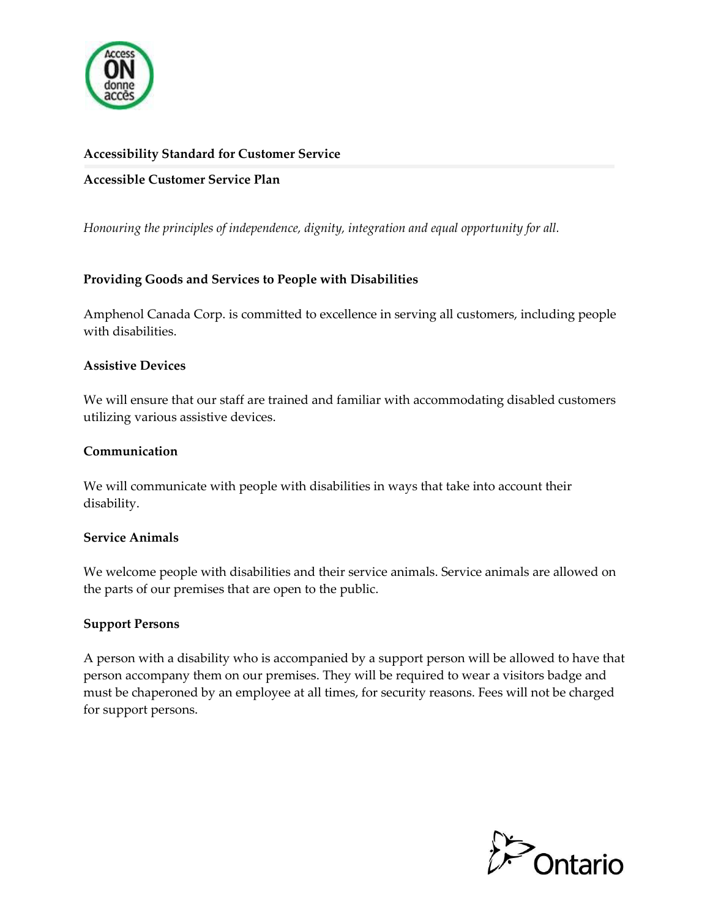## Accessibility Standard for Customer Service

## Accessible Customer Service Plan

*Honouring the principles of independence, dignity, integration and equal opportunity for all.*

### Providing Goods and Services to People with Disabilities

Amphenol Canada Corp. is committed to excellence in serving all customers, including people with disabilities.

### Assistive Devices

We will ensure that our staff are trained and familiar with accommodating disabled customers utilizing various assistive devices.

### Communication

We will communicate with people with disabilities in ways that take into account their disability.

### Service Animals

We welcome people with disabilities and their service animals. Service animals are allowed on the parts of our premises that are open to the public.

### Support Persons

A person with a disability who is accompanied by a support person will be allowed to have that person accompany them on our premises. They will be required to wear a visitors badge and must be chaperoned by an employee at all times, for security reasons. Fees will not be charged for support persons.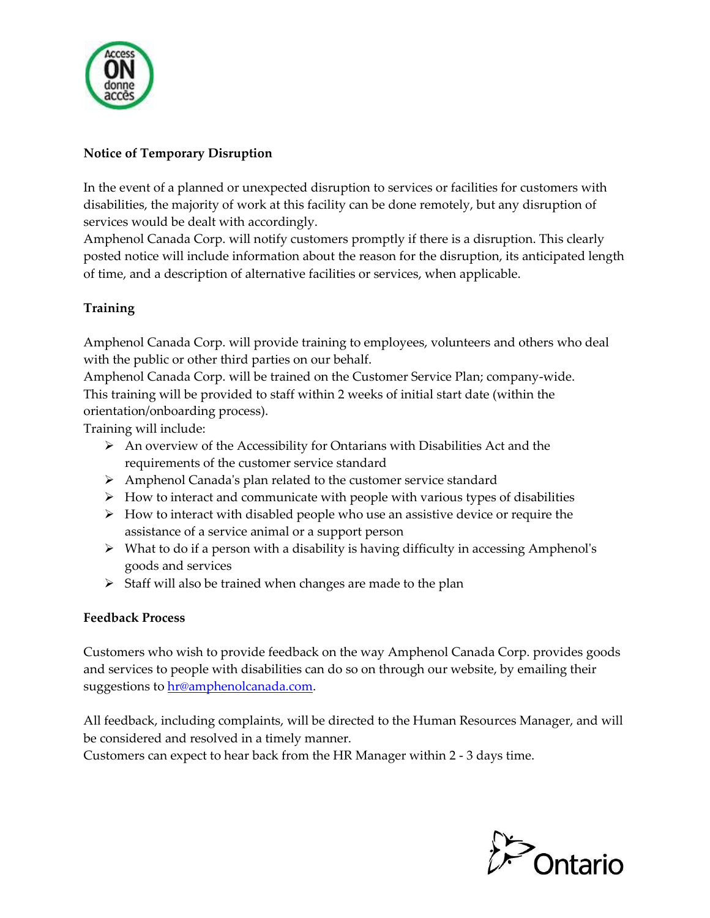**Notice of Temporary Disruption**

In the event of a planned or unexpected disruption to services or facilities for customers with disabilities, the majority of work at this facility can be done remotely, but any disruption of services would be dealt with accordingly.
Amphenol Canada Corp. will notify customers promptly if there is a disruption. This clearly posted notice will include information about the reason for the disruption, its anticipated length of time, and a description of alternative facilities or services, when applicable.

**Training**

Amphenol Canada Corp. will provide training to employees, volunteers and others who deal with the public or other third parties on our behalf.
Amphenol Canada Corp. will be trained on the Customer Service Plan; company-wide.
This training will be provided to staff within 2 weeks of initial start date (within the orientation/onboarding process).
Training will include:

- An overview of the Accessibility for Ontarians with Disabilities Act and the requirements of the customer service standard
- Amphenol Canada's plan related to the customer service standard
- How to interact and communicate with people with various types of disabilities
- How to interact with disabled people who use an assistive device or require the assistance of a service animal or a support person
- What to do if a person with a disability is having difficulty in accessing Amphenol's goods and services
- Staff will also be trained when changes are made to the plan

**Feedback Process**

Customers who wish to provide feedback on the way Amphenol Canada Corp. provides goods and services to people with disabilities can do so on through our website, by emailing their suggestions to hr@amphenolcanada.com.

All feedback, including complaints, will be directed to the Human Resources Manager, and will be considered and resolved in a timely manner.
Customers can expect to hear back from the HR Manager within 2 - 3 days time.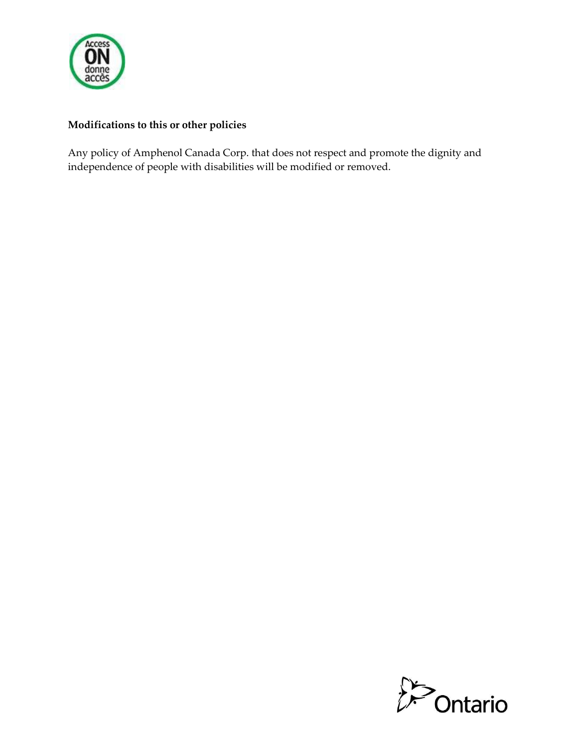**Modifications to this or other policies**

Any policy of Amphenol Canada Corp. that does not respect and promote the dignity and independence of people with disabilities will be modified or removed.